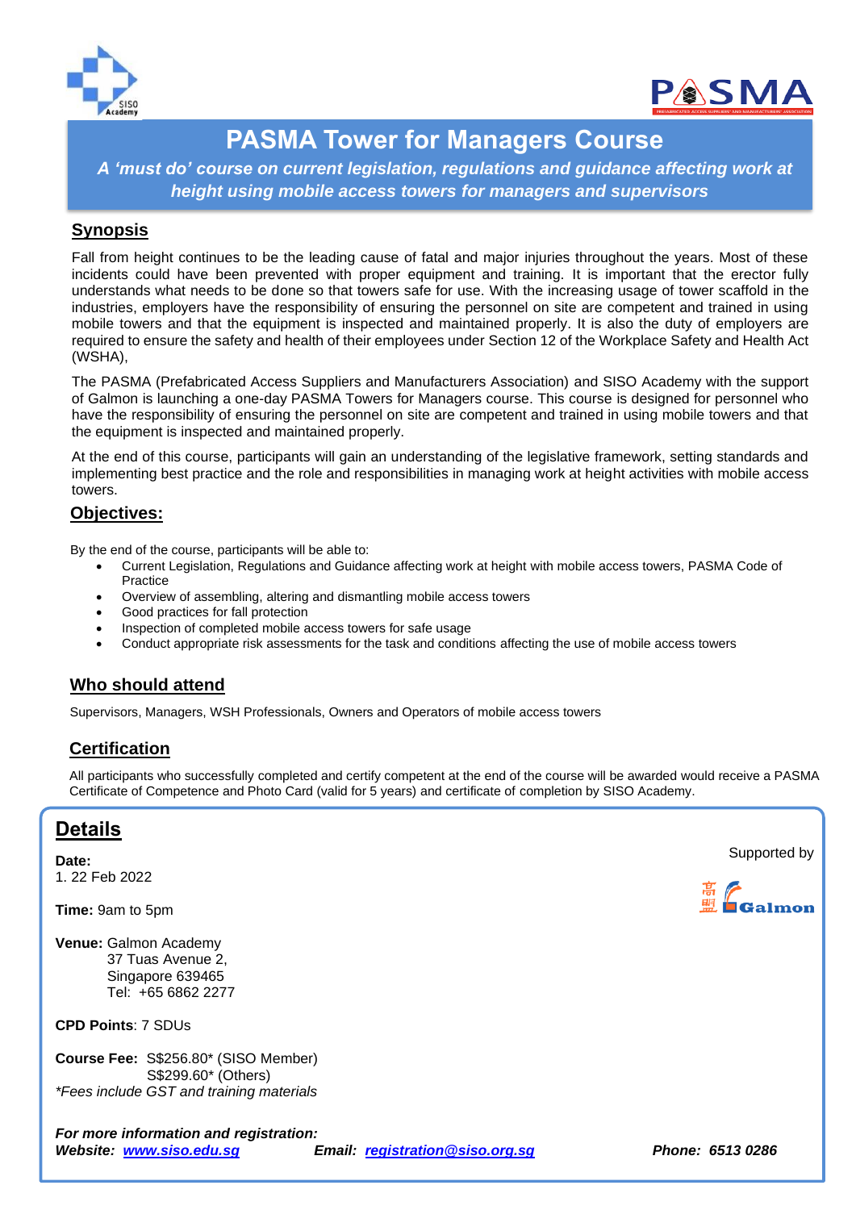# PASMA Tower for Managers Course

***A 'must do' course on current legislation, regulations and guidance affecting work at height using mobile access towers for managers and supervisors***

## Synopsis

Fall from height continues to be the leading cause of fatal and major injuries throughout the years. Most of these incidents could have been prevented with proper equipment and training. It is important that the erector fully understands what needs to be done so that towers safe for use. With the increasing usage of tower scaffold in the industries, employers have the responsibility of ensuring the personnel on site are competent and trained in using mobile towers and that the equipment is inspected and maintained properly. It is also the duty of employers are required to ensure the safety and health of their employees under Section 12 of the Workplace Safety and Health Act (WSHA),

The PASMA (Prefabricated Access Suppliers and Manufacturers Association) and SISO Academy with the support of Galmon is launching a one-day PASMA Towers for Managers course. This course is designed for personnel who have the responsibility of ensuring the personnel on site are competent and trained in using mobile towers and that the equipment is inspected and maintained properly.

At the end of this course, participants will gain an understanding of the legislative framework, setting standards and implementing best practice and the role and responsibilities in managing work at height activities with mobile access towers.

## Objectives:

By the end of the course, participants will be able to:

- Current Legislation, Regulations and Guidance affecting work at height with mobile access towers, PASMA Code of Practice
- Overview of assembling, altering and dismantling mobile access towers
- Good practices for fall protection
- Inspection of completed mobile access towers for safe usage
- Conduct appropriate risk assessments for the task and conditions affecting the use of mobile access towers

## Who should attend

Supervisors, Managers, WSH Professionals, Owners and Operators of mobile access towers

## Certification

All participants who successfully completed and certify competent at the end of the course will be awarded would receive a PASMA Certificate of Competence and Photo Card (valid for 5 years) and certificate of completion by SISO Academy.

## Details

Supported by Galmon

**Date:**
1. 22 Feb 2022

**Time:** 9am to 5pm

**Venue:** Galmon Academy
37 Tuas Avenue 2,
Singapore 639465
Tel: +65 6862 2277

**CPD Points**: 7 SDUs

**Course Fee:** S$256.80* (SISO Member)
S$299.60* (Others)
*Fees include GST and training materials*

***For more information and registration:***
***Website: www.siso.edu.sg*** ***Email: registration@siso.org.sg*** ***Phone: 6513 0286***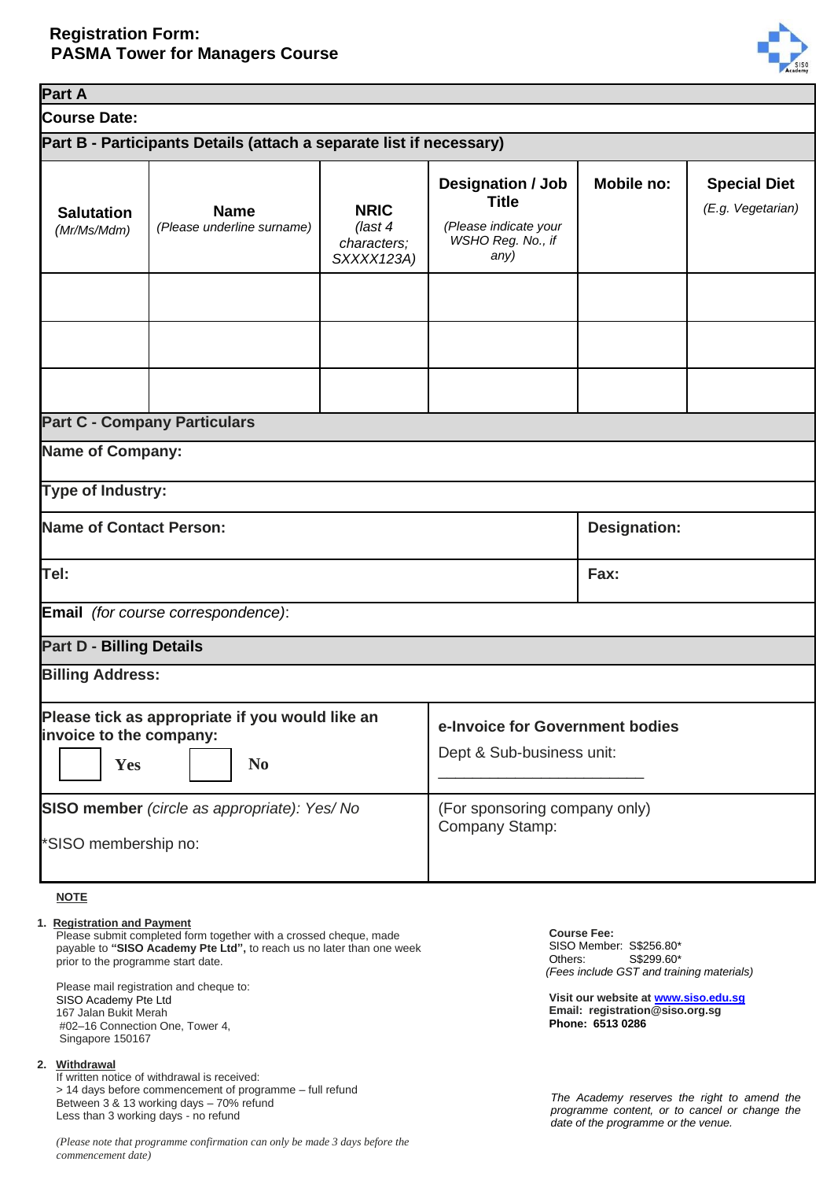# Registration Form:
# PASMA Tower for Managers Course

**Part A**

**Course Date:**

**Part B - Participants Details (attach a separate list if necessary)**

| **Salutation** *(Mr/Ms/Mdm)* | **Name** *(Please underline surname)* | **NRIC** *(last 4 characters; SXXXX123A)* | **Designation / Job Title** *(Please indicate your WSHO Reg. No., if any)* | **Mobile no:** | **Special Diet** *(E.g. Vegetarian)* |
|---|---|---|---|---|---|
| | | | | | |
| | | | | | |
| | | | | | |

**Part C - Company Particulars**

**Name of Company:**

**Type of Industry:**

| | |
|---|---|
| **Name of Contact Person:** | **Designation:** |
| **Tel:** | **Fax:** |

**Email** *(for course correspondence)*:

**Part D - Billing Details**

**Billing Address:**

| | |
|---|---|
| **Please tick as appropriate if you would like an invoice to the company:** ☐ **Yes** ☐ **No** | **e-Invoice for Government bodies** Dept & Sub-business unit: ________________________ |
| **SISO member** *(circle as appropriate): Yes/ No* *SISO membership no: | (For sponsoring company only) Company Stamp: |

**NOTE**

1. **Registration and Payment**
   Please submit completed form together with a crossed cheque, made payable to **"SISO Academy Pte Ltd",** to reach us no later than one week prior to the programme start date.

   Please mail registration and cheque to:
   SISO Academy Pte Ltd
   167 Jalan Bukit Merah
   #02–16 Connection One, Tower 4,
   Singapore 150167

2. **Withdrawal**
   If written notice of withdrawal is received:
   > 14 days before commencement of programme – full refund
   Between 3 & 13 working days – 70% refund
   Less than 3 working days - no refund

   *(Please note that programme confirmation can only be made 3 days before the commencement date)*

**Course Fee:**
SISO Member: S$256.80*
Others: S$299.60*
*(Fees include GST and training materials)*

**Visit our website at www.siso.edu.sg**
**Email: registration@siso.org.sg**
**Phone: 6513 0286**

*The Academy reserves the right to amend the programme content, or to cancel or change the date of the programme or the venue.*